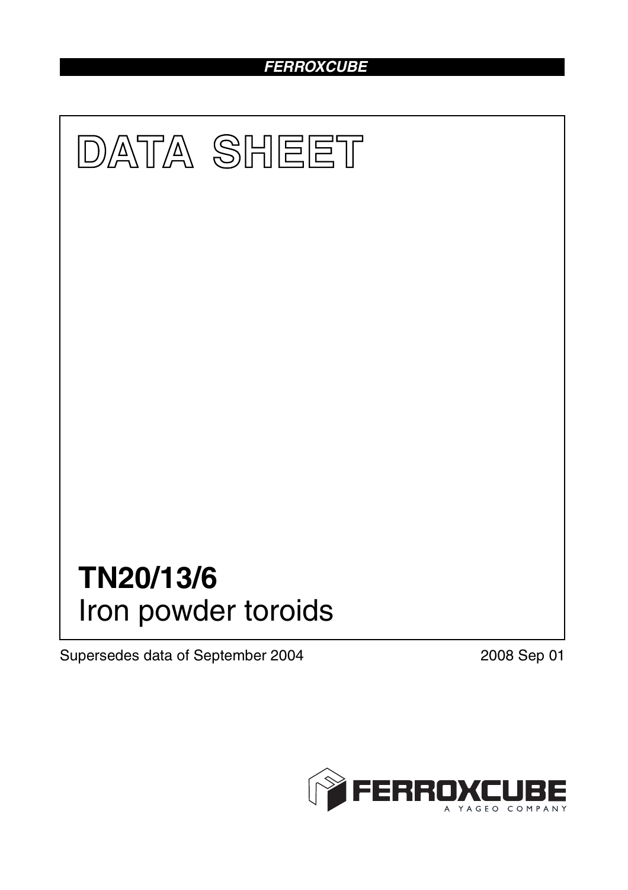FERROXCUBE

# DATA SHEET

## TN20/13/6
Iron powder toroids

Supersedes data of September 2004

2008 Sep 01

FERROXCUBE
A YAGEO COMPANY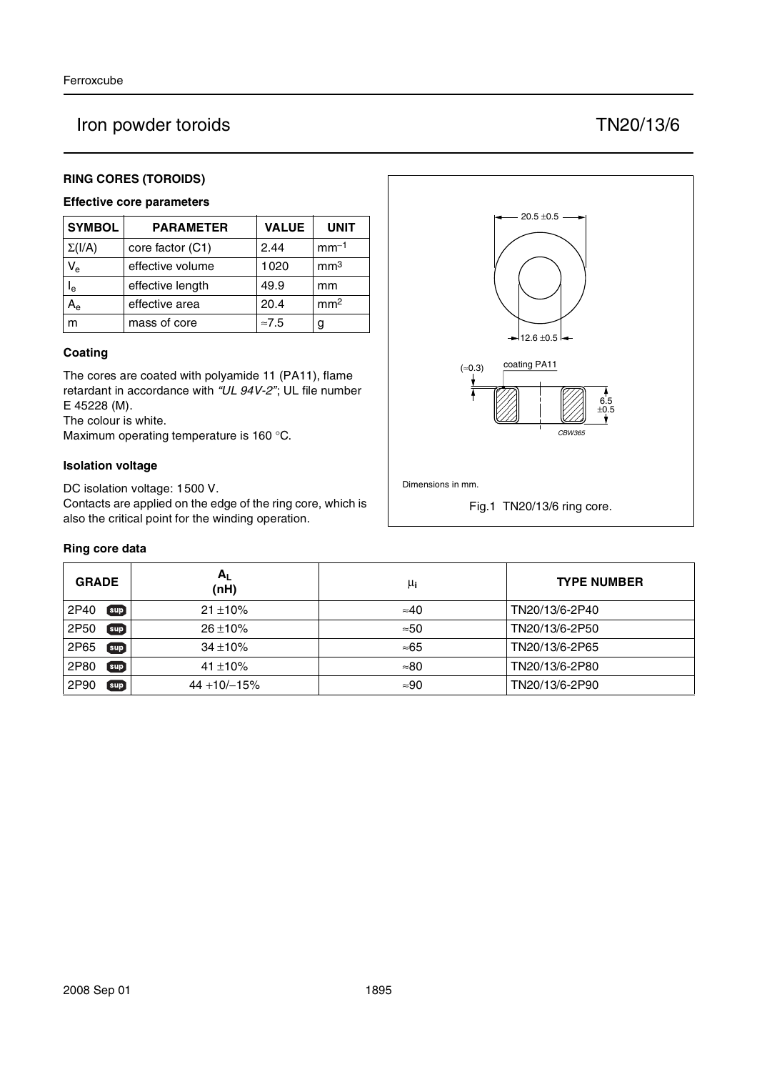# Iron powder toroids TN20/13/6

## RING CORES (TOROIDS)

### Effective core parameters

| SYMBOL | PARAMETER | VALUE | UNIT |
|---|---|---|---|
| $\Sigma(l/A)$ | core factor (C1) | 2.44 | $mm^{-1}$ |
| $V_e$ | effective volume | 1020 | $mm^3$ |
| $l_e$ | effective length | 49.9 | mm |
| $A_e$ | effective area | 20.4 | $mm^2$ |
| m | mass of core | ≈7.5 | g |

### Coating

The cores are coated with polyamide 11 (PA11), flame retardant in accordance with *"UL 94V-2"*; UL file number E 45228 (M).
The colour is white.
Maximum operating temperature is 160 °C.

### Isolation voltage

DC isolation voltage: 1500 V.
Contacts are applied on the edge of the ring core, which is also the critical point for the winding operation.

20.5 ±0.5
12.6 ±0.5
(≈0.3) coating PA11
6.5 ±0.5
CBW365

Dimensions in mm.

Fig.1 TN20/13/6 ring core.

### Ring core data

| GRADE | $A_L$ (nH) | $\mu_i$ | TYPE NUMBER |
|---|---|---|---|
| 2P40 sup | 21 ±10% | ≈40 | TN20/13/6-2P40 |
| 2P50 sup | 26 ±10% | ≈50 | TN20/13/6-2P50 |
| 2P65 sup | 34 ±10% | ≈65 | TN20/13/6-2P65 |
| 2P80 sup | 41 ±10% | ≈80 | TN20/13/6-2P80 |
| 2P90 sup | 44 +10/−15% | ≈90 | TN20/13/6-2P90 |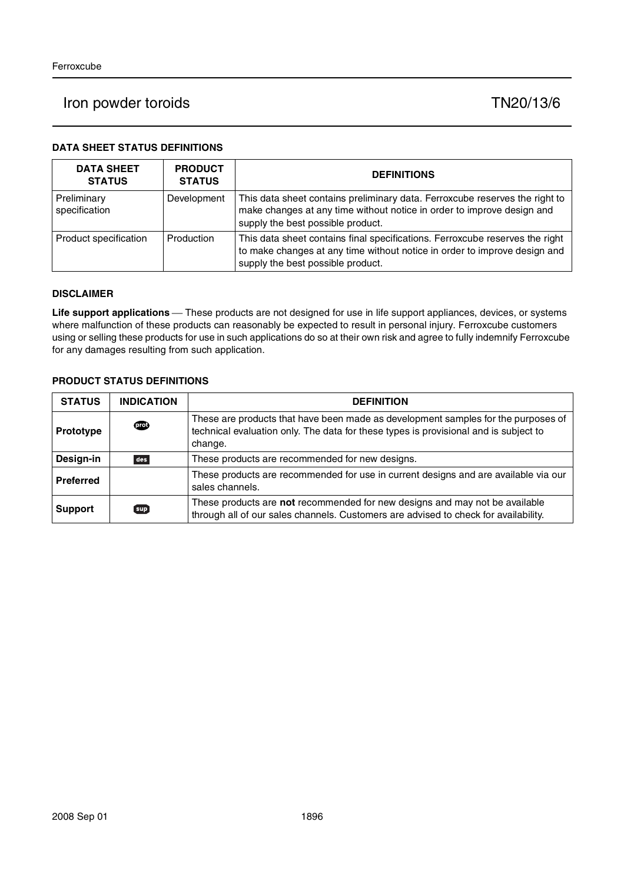## DATA SHEET STATUS DEFINITIONS

| DATA SHEET STATUS | PRODUCT STATUS | DEFINITIONS |
|---|---|---|
| Preliminary specification | Development | This data sheet contains preliminary data. Ferroxcube reserves the right to make changes at any time without notice in order to improve design and supply the best possible product. |
| Product specification | Production | This data sheet contains final specifications. Ferroxcube reserves the right to make changes at any time without notice in order to improve design and supply the best possible product. |

## DISCLAIMER

**Life support applications** — These products are not designed for use in life support appliances, devices, or systems where malfunction of these products can reasonably be expected to result in personal injury. Ferroxcube customers using or selling these products for use in such applications do so at their own risk and agree to fully indemnify Ferroxcube for any damages resulting from such application.

## PRODUCT STATUS DEFINITIONS

| STATUS | INDICATION | DEFINITION |
|---|---|---|
| **Prototype** | prot | These are products that have been made as development samples for the purposes of technical evaluation only. The data for these types is provisional and is subject to change. |
| **Design-in** | des | These products are recommended for new designs. |
| **Preferred** | | These products are recommended for use in current designs and are available via our sales channels. |
| **Support** | sup | These products are **not** recommended for new designs and may not be available through all of our sales channels. Customers are advised to check for availability. |